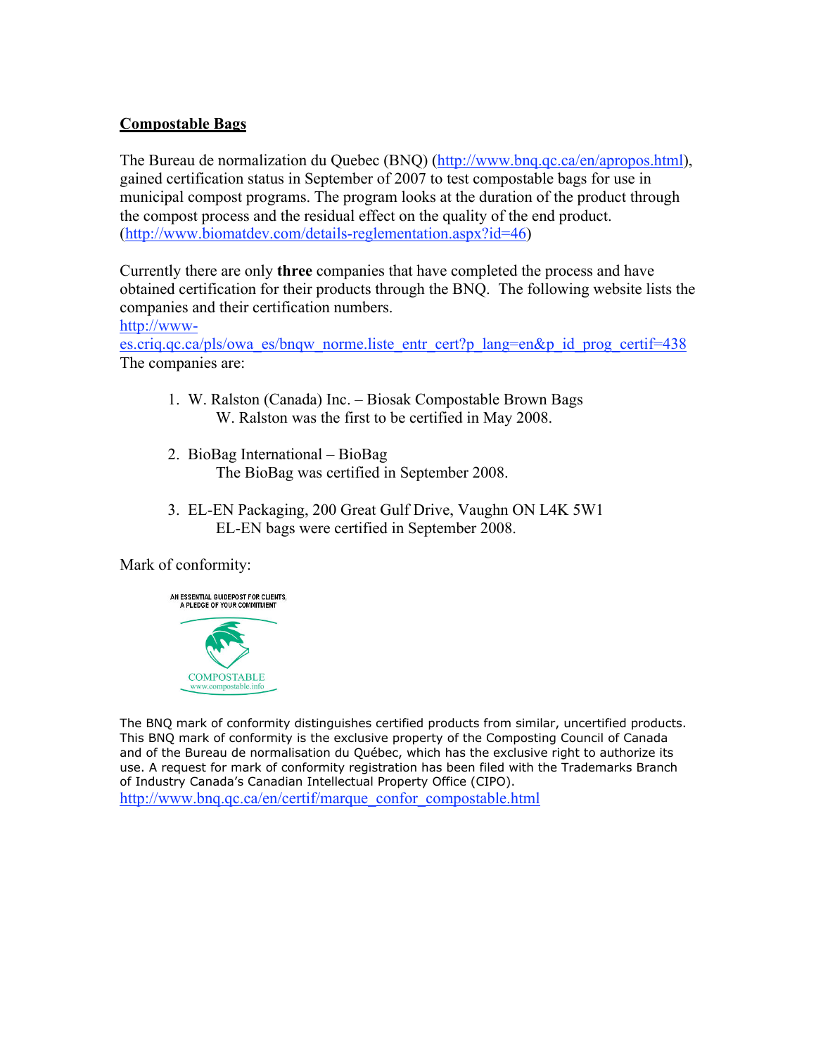## Compostable Bags

The Bureau de normalization du Quebec (BNQ) (http://www.bnq.qc.ca/en/apropos.html), gained certification status in September of 2007 to test compostable bags for use in municipal compost programs. The program looks at the duration of the product through the compost process and the residual effect on the quality of the end product. (http://www.biomatdev.com/details-reglementation.aspx?id=46)

Currently there are only **three** companies that have completed the process and have obtained certification for their products through the BNQ. The following website lists the companies and their certification numbers.
http://www-es.criq.qc.ca/pls/owa_es/bnqw_norme.liste_entr_cert?p_lang=en&p_id_prog_certif=438
The companies are:

1. W. Ralston (Canada) Inc. – Biosak Compostable Brown Bags
   W. Ralston was the first to be certified in May 2008.

2. BioBag International – BioBag
   The BioBag was certified in September 2008.

3. EL-EN Packaging, 200 Great Gulf Drive, Vaughn ON L4K 5W1
   EL-EN bags were certified in September 2008.

Mark of conformity:

AN ESSENTIAL GUIDEPOST FOR CLIENTS, A PLEDGE OF YOUR COMMITMENT

COMPOSTABLE
www.compostable.info

The BNQ mark of conformity distinguishes certified products from similar, uncertified products. This BNQ mark of conformity is the exclusive property of the Composting Council of Canada and of the Bureau de normalisation du Québec, which has the exclusive right to authorize its use. A request for mark of conformity registration has been filed with the Trademarks Branch of Industry Canada's Canadian Intellectual Property Office (CIPO).
http://www.bnq.qc.ca/en/certif/marque_confor_compostable.html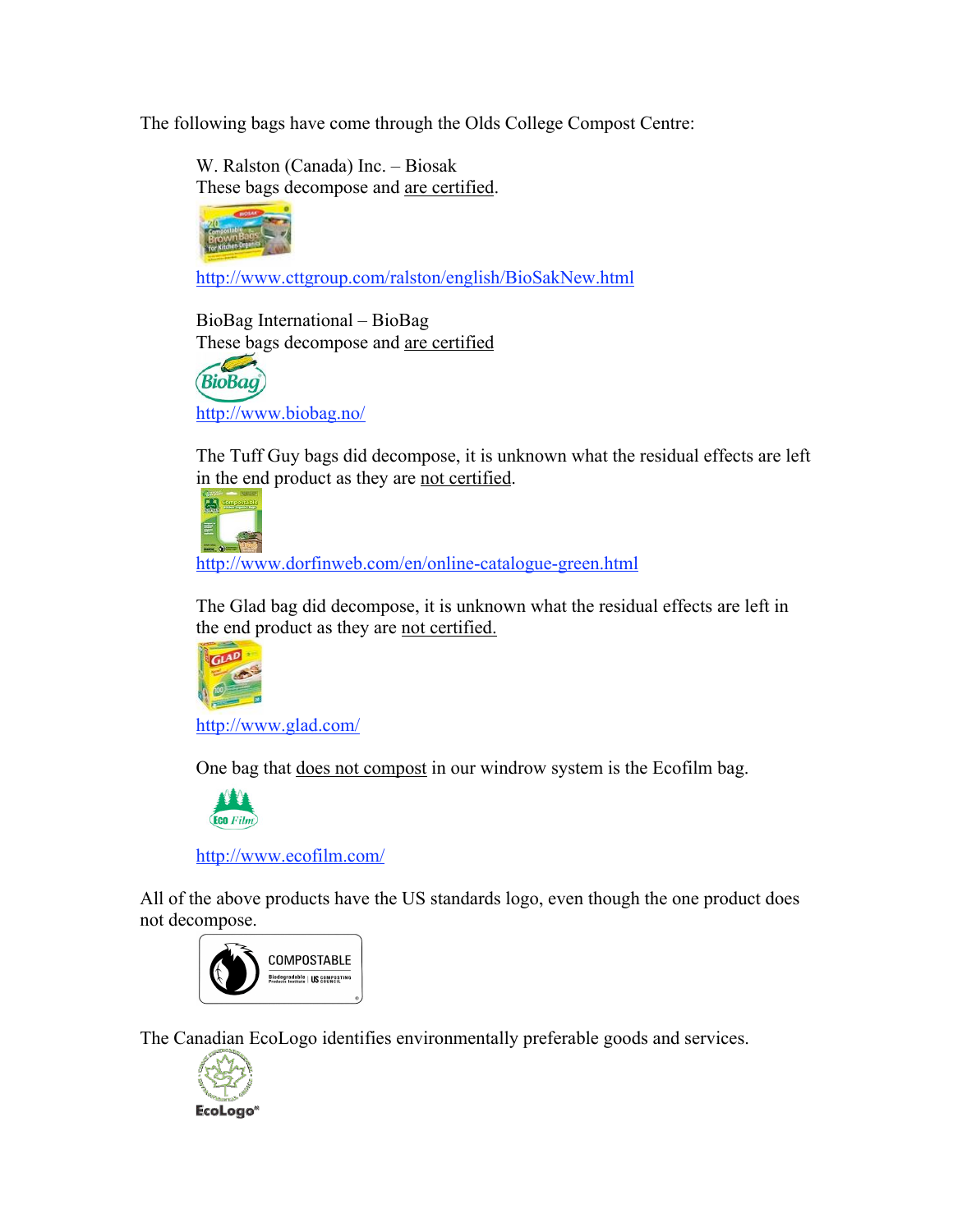The following bags have come through the Olds College Compost Centre:

W. Ralston (Canada) Inc. – Biosak
These bags decompose and are certified.

http://www.cttgroup.com/ralston/english/BioSakNew.html

BioBag International – BioBag
These bags decompose and are certified

http://www.biobag.no/

The Tuff Guy bags did decompose, it is unknown what the residual effects are left in the end product as they are not certified.

http://www.dorfinweb.com/en/online-catalogue-green.html

The Glad bag did decompose, it is unknown what the residual effects are left in the end product as they are not certified.

http://www.glad.com/

One bag that does not compost in our windrow system is the Ecofilm bag.

http://www.ecofilm.com/

All of the above products have the US standards logo, even though the one product does not decompose.

The Canadian EcoLogo identifies environmentally preferable goods and services.